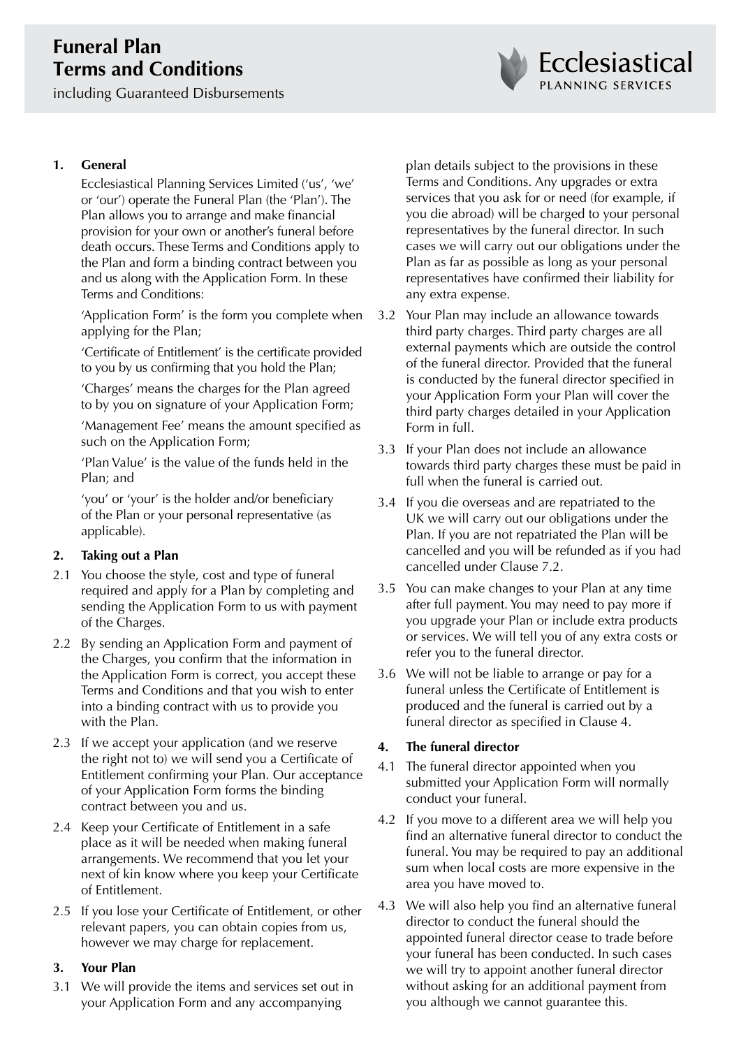# Funeral Plan Terms and Conditions

including Guaranteed Disbursements

Ecclesiastical PLANNING SERVICES

## 1. General

Ecclesiastical Planning Services Limited ('us', 'we' or 'our') operate the Funeral Plan (the 'Plan'). The Plan allows you to arrange and make financial provision for your own or another's funeral before death occurs. These Terms and Conditions apply to the Plan and form a binding contract between you and us along with the Application Form. In these Terms and Conditions:

'Application Form' is the form you complete when applying for the Plan;

'Certificate of Entitlement' is the certificate provided to you by us confirming that you hold the Plan;

'Charges' means the charges for the Plan agreed to by you on signature of your Application Form;

'Management Fee' means the amount specified as such on the Application Form;

'Plan Value' is the value of the funds held in the Plan; and

'you' or 'your' is the holder and/or beneficiary of the Plan or your personal representative (as applicable).

## 2. Taking out a Plan

2.1 You choose the style, cost and type of funeral required and apply for a Plan by completing and sending the Application Form to us with payment of the Charges.

2.2 By sending an Application Form and payment of the Charges, you confirm that the information in the Application Form is correct, you accept these Terms and Conditions and that you wish to enter into a binding contract with us to provide you with the Plan.

2.3 If we accept your application (and we reserve the right not to) we will send you a Certificate of Entitlement confirming your Plan. Our acceptance of your Application Form forms the binding contract between you and us.

2.4 Keep your Certificate of Entitlement in a safe place as it will be needed when making funeral arrangements. We recommend that you let your next of kin know where you keep your Certificate of Entitlement.

2.5 If you lose your Certificate of Entitlement, or other relevant papers, you can obtain copies from us, however we may charge for replacement.

## 3. Your Plan

3.1 We will provide the items and services set out in your Application Form and any accompanying plan details subject to the provisions in these Terms and Conditions. Any upgrades or extra services that you ask for or need (for example, if you die abroad) will be charged to your personal representatives by the funeral director. In such cases we will carry out our obligations under the Plan as far as possible as long as your personal representatives have confirmed their liability for any extra expense.

3.2 Your Plan may include an allowance towards third party charges. Third party charges are all external payments which are outside the control of the funeral director. Provided that the funeral is conducted by the funeral director specified in your Application Form your Plan will cover the third party charges detailed in your Application Form in full.

3.3 If your Plan does not include an allowance towards third party charges these must be paid in full when the funeral is carried out.

3.4 If you die overseas and are repatriated to the UK we will carry out our obligations under the Plan. If you are not repatriated the Plan will be cancelled and you will be refunded as if you had cancelled under Clause 7.2.

3.5 You can make changes to your Plan at any time after full payment. You may need to pay more if you upgrade your Plan or include extra products or services. We will tell you of any extra costs or refer you to the funeral director.

3.6 We will not be liable to arrange or pay for a funeral unless the Certificate of Entitlement is produced and the funeral is carried out by a funeral director as specified in Clause 4.

## 4. The funeral director

4.1 The funeral director appointed when you submitted your Application Form will normally conduct your funeral.

4.2 If you move to a different area we will help you find an alternative funeral director to conduct the funeral. You may be required to pay an additional sum when local costs are more expensive in the area you have moved to.

4.3 We will also help you find an alternative funeral director to conduct the funeral should the appointed funeral director cease to trade before your funeral has been conducted. In such cases we will try to appoint another funeral director without asking for an additional payment from you although we cannot guarantee this.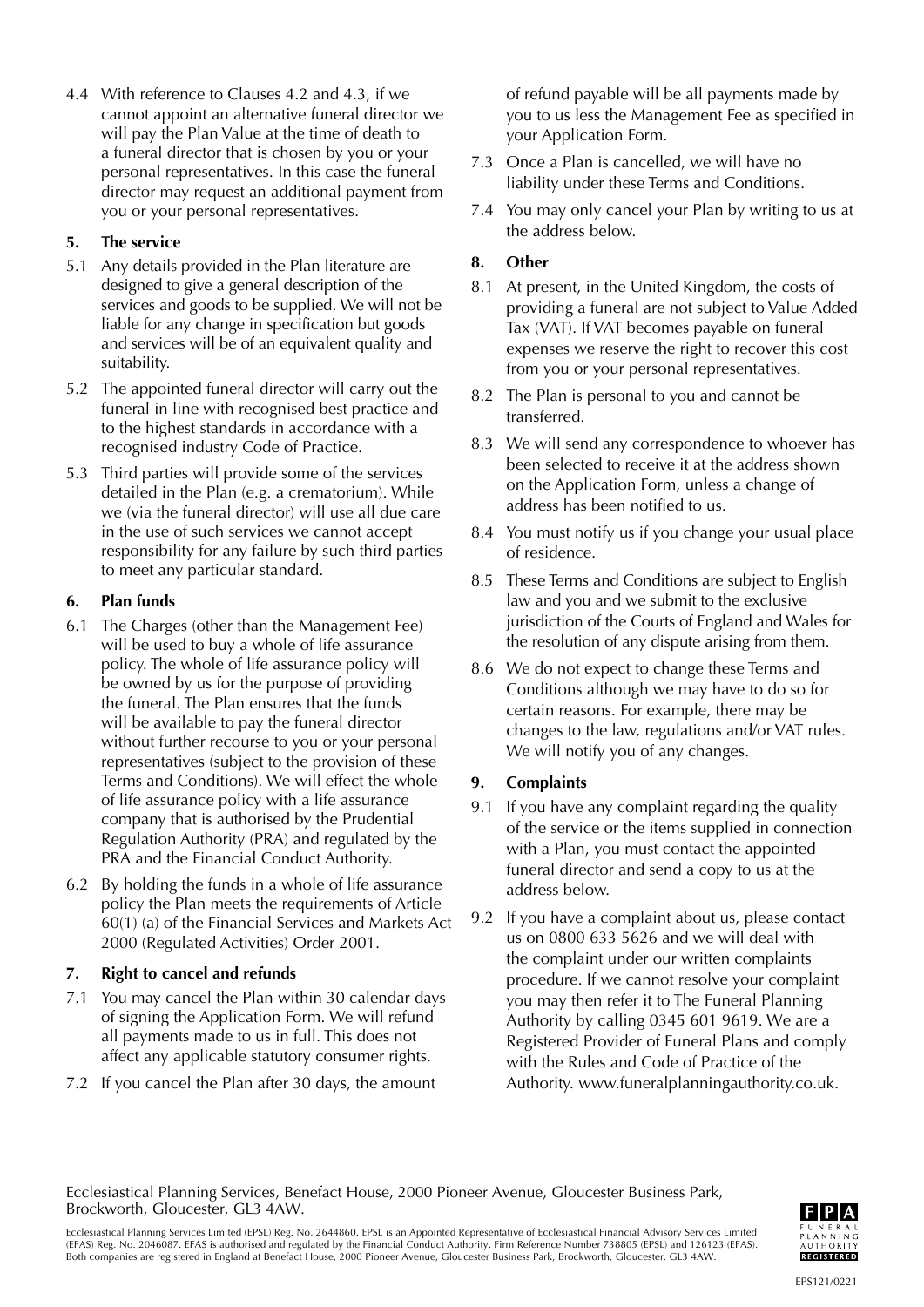4.4 With reference to Clauses 4.2 and 4.3, if we cannot appoint an alternative funeral director we will pay the Plan Value at the time of death to a funeral director that is chosen by you or your personal representatives. In this case the funeral director may request an additional payment from you or your personal representatives.

## 5. The service

5.1 Any details provided in the Plan literature are designed to give a general description of the services and goods to be supplied. We will not be liable for any change in specification but goods and services will be of an equivalent quality and suitability.

5.2 The appointed funeral director will carry out the funeral in line with recognised best practice and to the highest standards in accordance with a recognised industry Code of Practice.

5.3 Third parties will provide some of the services detailed in the Plan (e.g. a crematorium). While we (via the funeral director) will use all due care in the use of such services we cannot accept responsibility for any failure by such third parties to meet any particular standard.

## 6. Plan funds

6.1 The Charges (other than the Management Fee) will be used to buy a whole of life assurance policy. The whole of life assurance policy will be owned by us for the purpose of providing the funeral. The Plan ensures that the funds will be available to pay the funeral director without further recourse to you or your personal representatives (subject to the provision of these Terms and Conditions). We will effect the whole of life assurance policy with a life assurance company that is authorised by the Prudential Regulation Authority (PRA) and regulated by the PRA and the Financial Conduct Authority.

6.2 By holding the funds in a whole of life assurance policy the Plan meets the requirements of Article 60(1) (a) of the Financial Services and Markets Act 2000 (Regulated Activities) Order 2001.

## 7. Right to cancel and refunds

7.1 You may cancel the Plan within 30 calendar days of signing the Application Form. We will refund all payments made to us in full. This does not affect any applicable statutory consumer rights.

7.2 If you cancel the Plan after 30 days, the amount of refund payable will be all payments made by you to us less the Management Fee as specified in your Application Form.

7.3 Once a Plan is cancelled, we will have no liability under these Terms and Conditions.

7.4 You may only cancel your Plan by writing to us at the address below.

## 8. Other

8.1 At present, in the United Kingdom, the costs of providing a funeral are not subject to Value Added Tax (VAT). If VAT becomes payable on funeral expenses we reserve the right to recover this cost from you or your personal representatives.

8.2 The Plan is personal to you and cannot be transferred.

8.3 We will send any correspondence to whoever has been selected to receive it at the address shown on the Application Form, unless a change of address has been notified to us.

8.4 You must notify us if you change your usual place of residence.

8.5 These Terms and Conditions are subject to English law and you and we submit to the exclusive jurisdiction of the Courts of England and Wales for the resolution of any dispute arising from them.

8.6 We do not expect to change these Terms and Conditions although we may have to do so for certain reasons. For example, there may be changes to the law, regulations and/or VAT rules. We will notify you of any changes.

## 9. Complaints

9.1 If you have any complaint regarding the quality of the service or the items supplied in connection with a Plan, you must contact the appointed funeral director and send a copy to us at the address below.

9.2 If you have a complaint about us, please contact us on 0800 633 5626 and we will deal with the complaint under our written complaints procedure. If we cannot resolve your complaint you may then refer it to The Funeral Planning Authority by calling 0345 601 9619. We are a Registered Provider of Funeral Plans and comply with the Rules and Code of Practice of the Authority. www.funeralplanningauthority.co.uk.

Ecclesiastical Planning Services, Benefact House, 2000 Pioneer Avenue, Gloucester Business Park, Brockworth, Gloucester, GL3 4AW.

Ecclesiastical Planning Services Limited (EPSL) Reg. No. 2644860. EPSL is an Appointed Representative of Ecclesiastical Financial Advisory Services Limited (EFAS) Reg. No. 2046087. EFAS is authorised and regulated by the Financial Conduct Authority. Firm Reference Number 738805 (EPSL) and 126123 (EFAS). Both companies are registered in England at Benefact House, 2000 Pioneer Avenue, Gloucester Business Park, Brockworth, Gloucester, GL3 4AW.

FPA FUNERAL PLANNING AUTHORITY REGISTERED

EPS121/0221